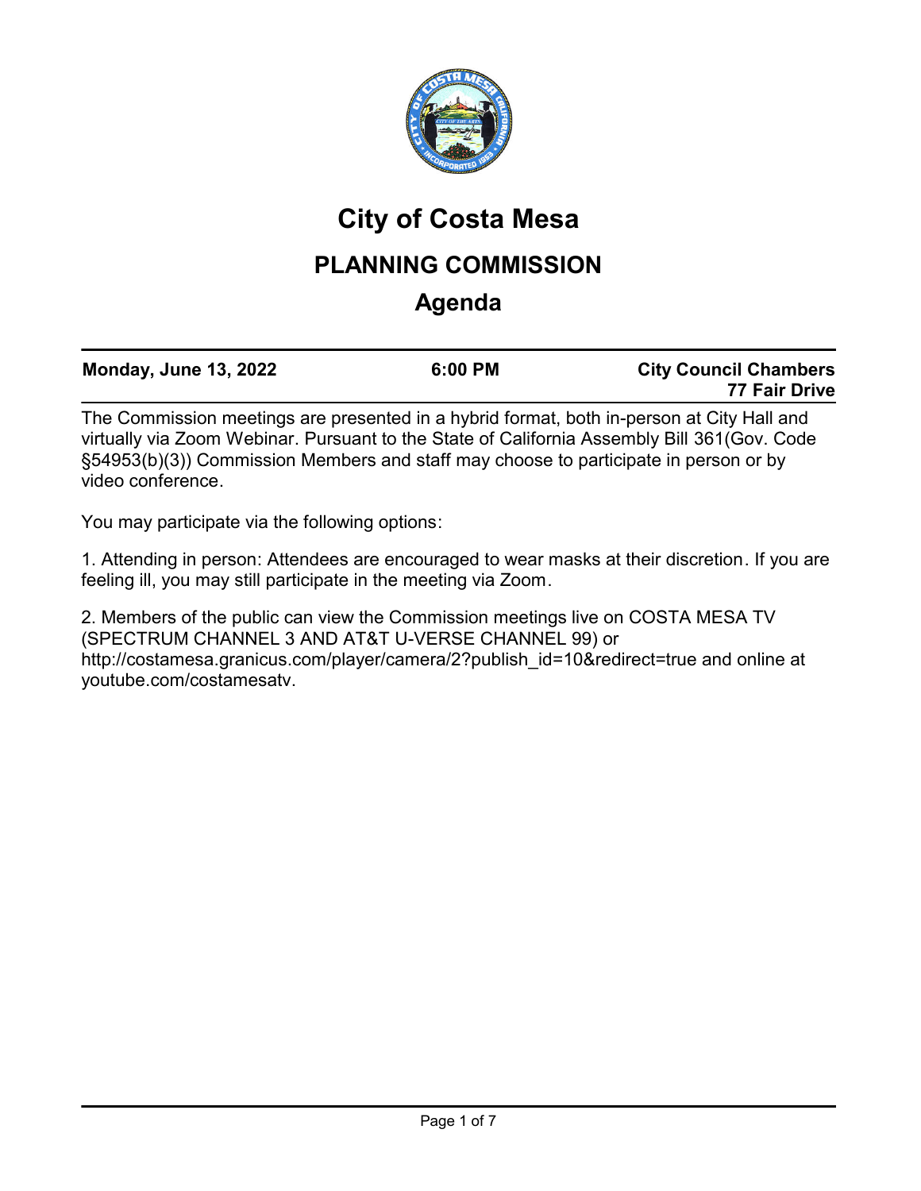# City of Costa Mesa

## PLANNING COMMISSION

## Agenda

| Monday, June 13, 2022 | 6:00 PM | City Council Chambers<br>77 Fair Drive |
|---|---|---|

The Commission meetings are presented in a hybrid format, both in-person at City Hall and virtually via Zoom Webinar. Pursuant to the State of California Assembly Bill 361(Gov. Code §54953(b)(3)) Commission Members and staff may choose to participate in person or by video conference.

You may participate via the following options:

1. Attending in person: Attendees are encouraged to wear masks at their discretion. If you are feeling ill, you may still participate in the meeting via Zoom.

2. Members of the public can view the Commission meetings live on COSTA MESA TV (SPECTRUM CHANNEL 3 AND AT&T U-VERSE CHANNEL 99) or http://costamesa.granicus.com/player/camera/2?publish_id=10&redirect=true and online at youtube.com/costamesatv.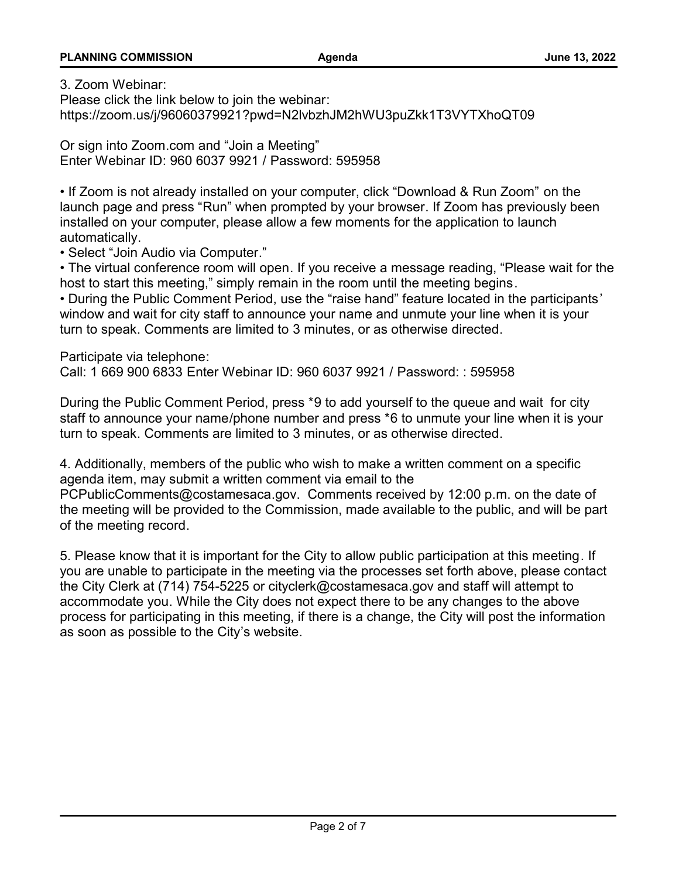3. Zoom Webinar:
Please click the link below to join the webinar:
https://zoom.us/j/96060379921?pwd=N2lvbzhJM2hWU3puZkk1T3VYTXhoQT09

Or sign into Zoom.com and "Join a Meeting"
Enter Webinar ID: 960 6037 9921 / Password: 595958

- If Zoom is not already installed on your computer, click "Download & Run Zoom" on the launch page and press "Run" when prompted by your browser. If Zoom has previously been installed on your computer, please allow a few moments for the application to launch automatically.
- Select "Join Audio via Computer."
- The virtual conference room will open. If you receive a message reading, "Please wait for the host to start this meeting," simply remain in the room until the meeting begins.
- During the Public Comment Period, use the "raise hand" feature located in the participants' window and wait for city staff to announce your name and unmute your line when it is your turn to speak. Comments are limited to 3 minutes, or as otherwise directed.

Participate via telephone:
Call: 1 669 900 6833 Enter Webinar ID: 960 6037 9921 / Password: : 595958

During the Public Comment Period, press *9 to add yourself to the queue and wait for city staff to announce your name/phone number and press *6 to unmute your line when it is your turn to speak. Comments are limited to 3 minutes, or as otherwise directed.

4. Additionally, members of the public who wish to make a written comment on a specific agenda item, may submit a written comment via email to the PCPublicComments@costamesaca.gov. Comments received by 12:00 p.m. on the date of the meeting will be provided to the Commission, made available to the public, and will be part of the meeting record.

5. Please know that it is important for the City to allow public participation at this meeting. If you are unable to participate in the meeting via the processes set forth above, please contact the City Clerk at (714) 754-5225 or cityclerk@costamesaca.gov and staff will attempt to accommodate you. While the City does not expect there to be any changes to the above process for participating in this meeting, if there is a change, the City will post the information as soon as possible to the City's website.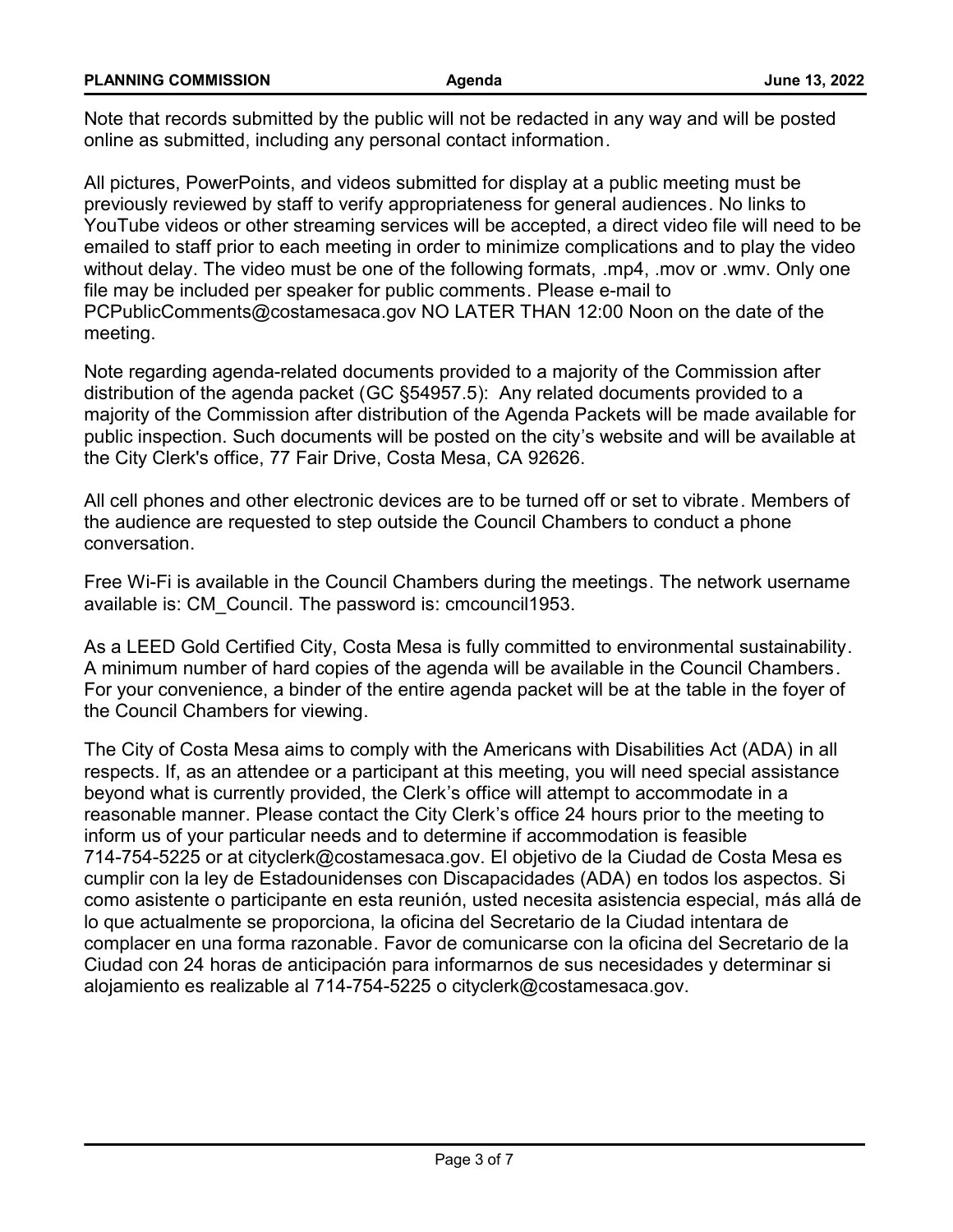Note that records submitted by the public will not be redacted in any way and will be posted online as submitted, including any personal contact information.

All pictures, PowerPoints, and videos submitted for display at a public meeting must be previously reviewed by staff to verify appropriateness for general audiences. No links to YouTube videos or other streaming services will be accepted, a direct video file will need to be emailed to staff prior to each meeting in order to minimize complications and to play the video without delay. The video must be one of the following formats, .mp4, .mov or .wmv. Only one file may be included per speaker for public comments. Please e-mail to PCPublicComments@costamesaca.gov NO LATER THAN 12:00 Noon on the date of the meeting.

Note regarding agenda-related documents provided to a majority of the Commission after distribution of the agenda packet (GC §54957.5): Any related documents provided to a majority of the Commission after distribution of the Agenda Packets will be made available for public inspection. Such documents will be posted on the city's website and will be available at the City Clerk's office, 77 Fair Drive, Costa Mesa, CA 92626.

All cell phones and other electronic devices are to be turned off or set to vibrate. Members of the audience are requested to step outside the Council Chambers to conduct a phone conversation.

Free Wi-Fi is available in the Council Chambers during the meetings. The network username available is: CM_Council. The password is: cmcouncil1953.

As a LEED Gold Certified City, Costa Mesa is fully committed to environmental sustainability. A minimum number of hard copies of the agenda will be available in the Council Chambers. For your convenience, a binder of the entire agenda packet will be at the table in the foyer of the Council Chambers for viewing.

The City of Costa Mesa aims to comply with the Americans with Disabilities Act (ADA) in all respects. If, as an attendee or a participant at this meeting, you will need special assistance beyond what is currently provided, the Clerk's office will attempt to accommodate in a reasonable manner. Please contact the City Clerk's office 24 hours prior to the meeting to inform us of your particular needs and to determine if accommodation is feasible 714-754-5225 or at cityclerk@costamesaca.gov. El objetivo de la Ciudad de Costa Mesa es cumplir con la ley de Estadounidenses con Discapacidades (ADA) en todos los aspectos. Si como asistente o participante en esta reunión, usted necesita asistencia especial, más allá de lo que actualmente se proporciona, la oficina del Secretario de la Ciudad intentara de complacer en una forma razonable. Favor de comunicarse con la oficina del Secretario de la Ciudad con 24 horas de anticipación para informarnos de sus necesidades y determinar si alojamiento es realizable al 714-754-5225 o cityclerk@costamesaca.gov.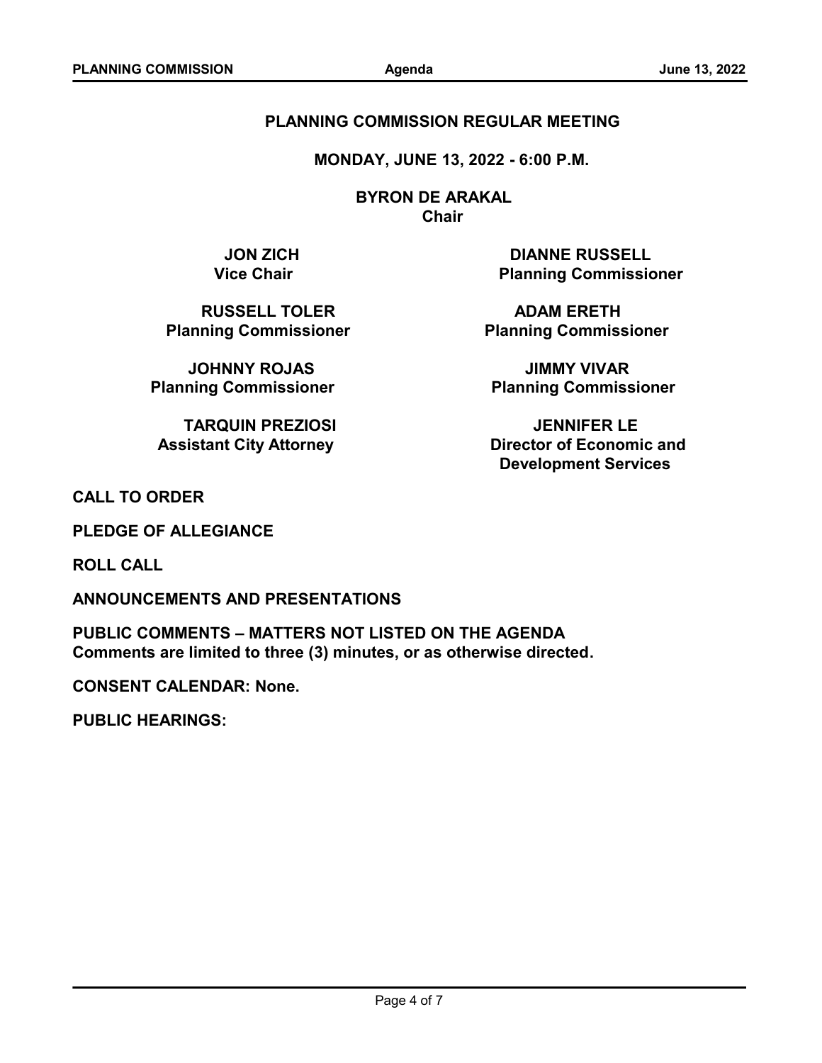**PLANNING COMMISSION REGULAR MEETING**

**MONDAY, JUNE 13, 2022 - 6:00 P.M.**

**BYRON DE ARAKAL**
**Chair**

**JON ZICH**
**Vice Chair**

**DIANNE RUSSELL**
**Planning Commissioner**

**RUSSELL TOLER**
**Planning Commissioner**

**ADAM ERETH**
**Planning Commissioner**

**JOHNNY ROJAS**
**Planning Commissioner**

**JIMMY VIVAR**
**Planning Commissioner**

**TARQUIN PREZIOSI**
**Assistant City Attorney**

**JENNIFER LE**
**Director of Economic and Development Services**

**CALL TO ORDER**

**PLEDGE OF ALLEGIANCE**

**ROLL CALL**

**ANNOUNCEMENTS AND PRESENTATIONS**

**PUBLIC COMMENTS – MATTERS NOT LISTED ON THE AGENDA**
**Comments are limited to three (3) minutes, or as otherwise directed.**

**CONSENT CALENDAR: None.**

**PUBLIC HEARINGS:**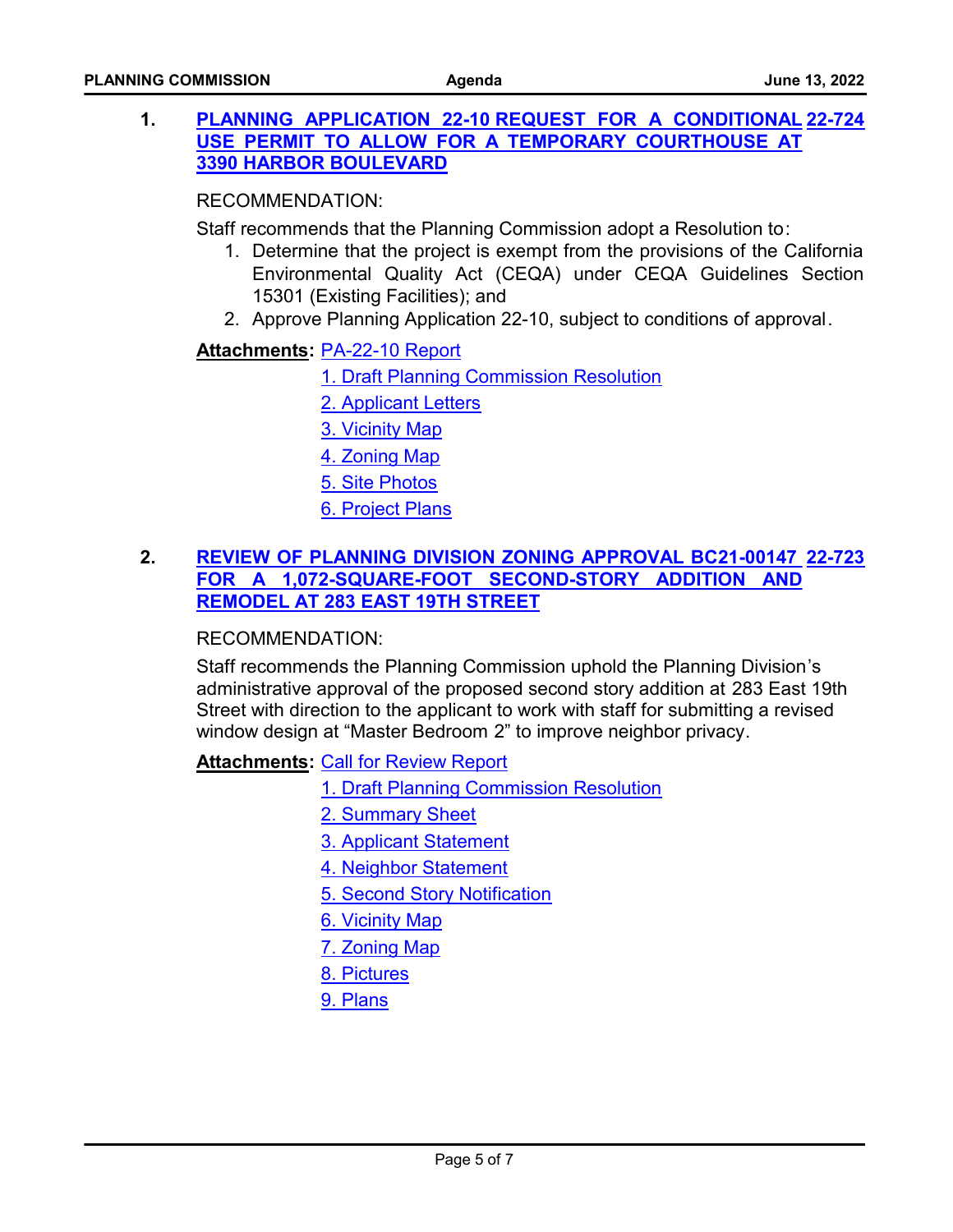**1. PLANNING APPLICATION 22-10 REQUEST FOR A CONDITIONAL USE PERMIT TO ALLOW FOR A TEMPORARY COURTHOUSE AT 3390 HARBOR BOULEVARD** 22-724

RECOMMENDATION:

Staff recommends that the Planning Commission adopt a Resolution to:

1. Determine that the project is exempt from the provisions of the California Environmental Quality Act (CEQA) under CEQA Guidelines Section 15301 (Existing Facilities); and
2. Approve Planning Application 22-10, subject to conditions of approval.

**Attachments:** PA-22-10 Report
1. Draft Planning Commission Resolution
2. Applicant Letters
3. Vicinity Map
4. Zoning Map
5. Site Photos
6. Project Plans

**2. REVIEW OF PLANNING DIVISION ZONING APPROVAL BC21-00147 FOR A 1,072-SQUARE-FOOT SECOND-STORY ADDITION AND REMODEL AT 283 EAST 19TH STREET** 22-723

RECOMMENDATION:

Staff recommends the Planning Commission uphold the Planning Division's administrative approval of the proposed second story addition at 283 East 19th Street with direction to the applicant to work with staff for submitting a revised window design at "Master Bedroom 2" to improve neighbor privacy.

**Attachments:** Call for Review Report
1. Draft Planning Commission Resolution
2. Summary Sheet
3. Applicant Statement
4. Neighbor Statement
5. Second Story Notification
6. Vicinity Map
7. Zoning Map
8. Pictures
9. Plans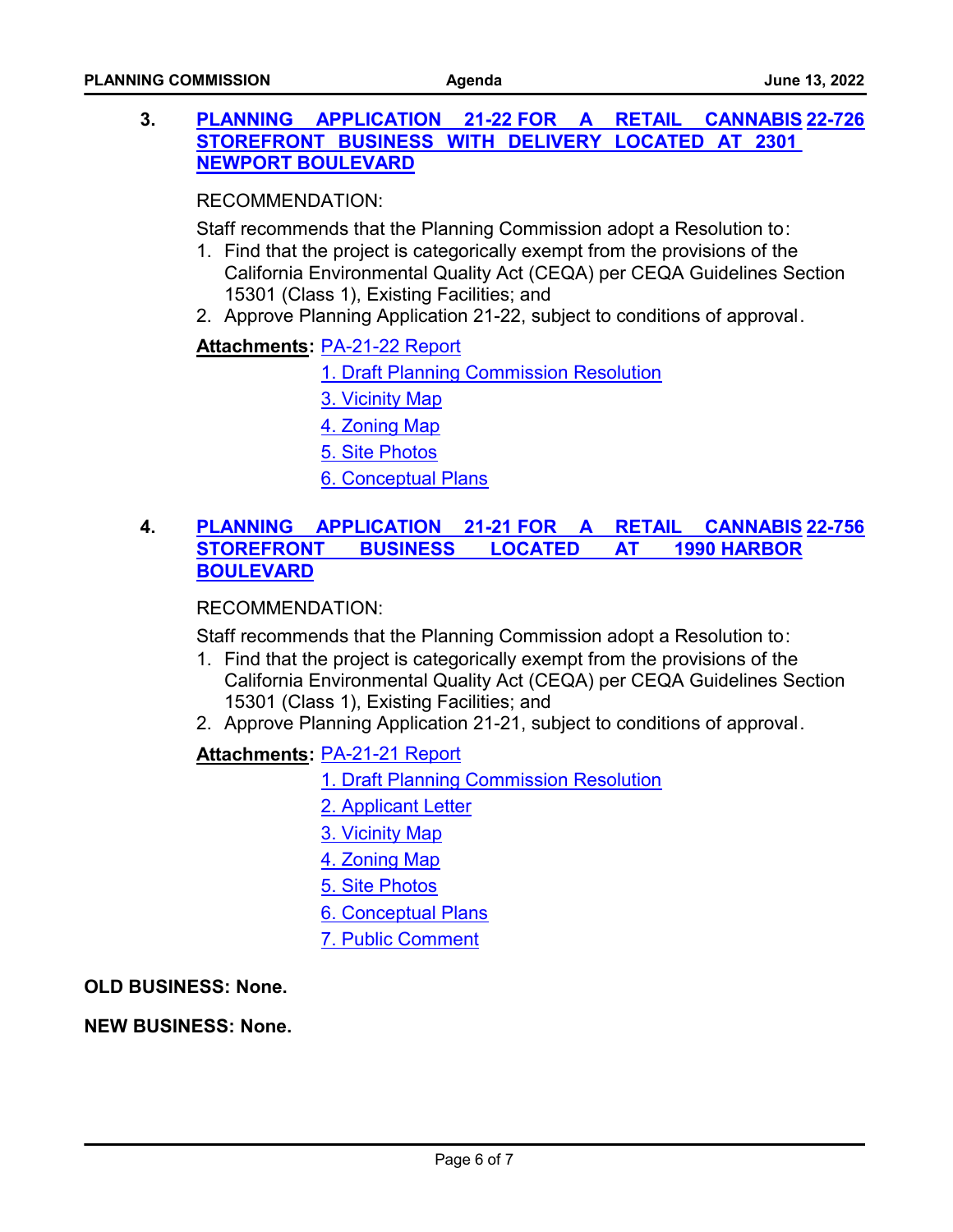**3. PLANNING APPLICATION 21-22 FOR A RETAIL CANNABIS STOREFRONT BUSINESS WITH DELIVERY LOCATED AT 2301 NEWPORT BOULEVARD** **22-726**

RECOMMENDATION:

Staff recommends that the Planning Commission adopt a Resolution to:

1. Find that the project is categorically exempt from the provisions of the California Environmental Quality Act (CEQA) per CEQA Guidelines Section 15301 (Class 1), Existing Facilities; and
2. Approve Planning Application 21-22, subject to conditions of approval.

**Attachments:** PA-21-22 Report
1. Draft Planning Commission Resolution
3. Vicinity Map
4. Zoning Map
5. Site Photos
6. Conceptual Plans

**4. PLANNING APPLICATION 21-21 FOR A RETAIL CANNABIS STOREFRONT BUSINESS LOCATED AT 1990 HARBOR BOULEVARD** **22-756**

RECOMMENDATION:

Staff recommends that the Planning Commission adopt a Resolution to:

1. Find that the project is categorically exempt from the provisions of the California Environmental Quality Act (CEQA) per CEQA Guidelines Section 15301 (Class 1), Existing Facilities; and
2. Approve Planning Application 21-21, subject to conditions of approval.

**Attachments:** PA-21-21 Report
1. Draft Planning Commission Resolution
2. Applicant Letter
3. Vicinity Map
4. Zoning Map
5. Site Photos
6. Conceptual Plans
7. Public Comment

**OLD BUSINESS: None.**

**NEW BUSINESS: None.**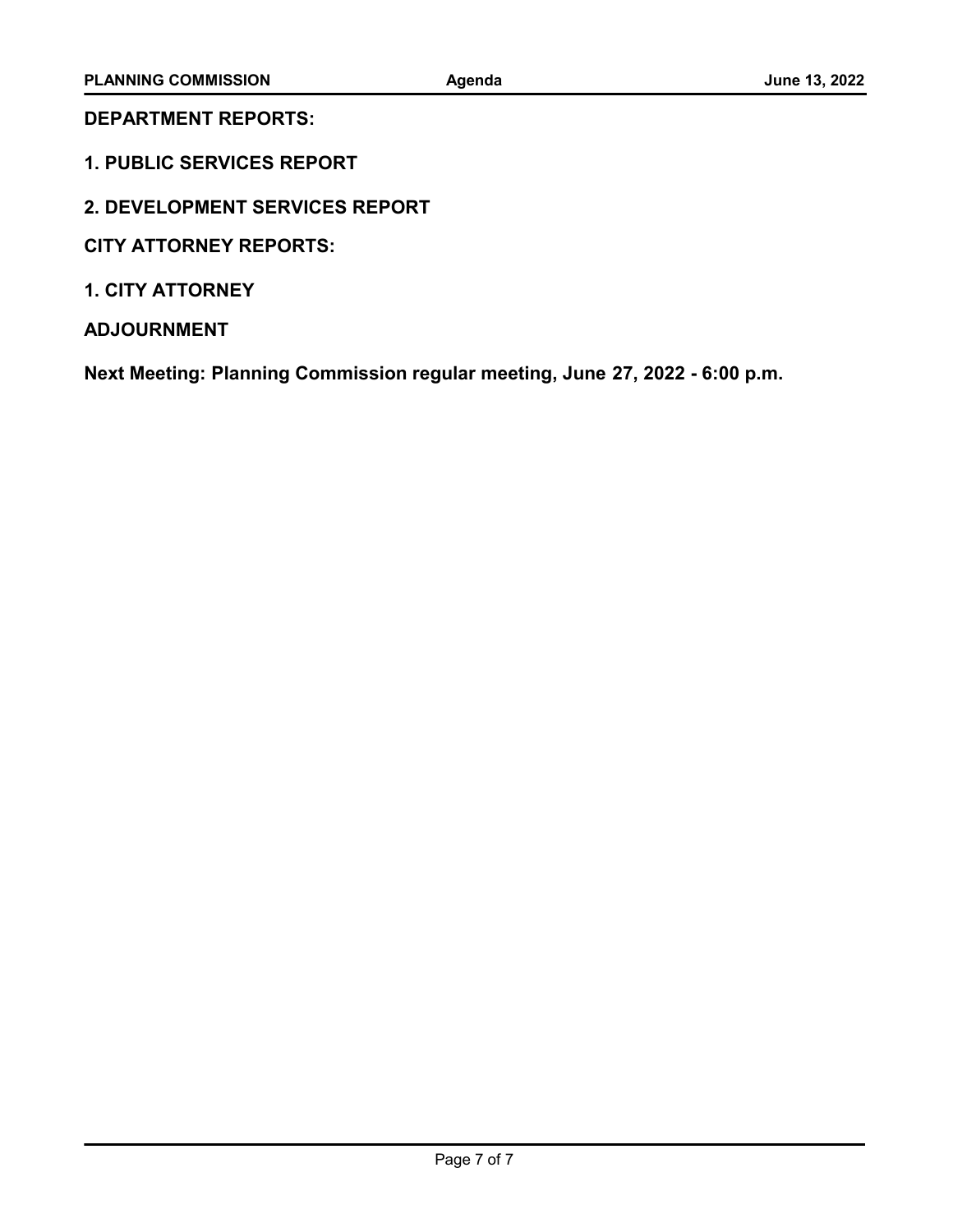## DEPARTMENT REPORTS:

### 1. PUBLIC SERVICES REPORT

### 2. DEVELOPMENT SERVICES REPORT

## CITY ATTORNEY REPORTS:

### 1. CITY ATTORNEY

## ADJOURNMENT

**Next Meeting: Planning Commission regular meeting, June 27, 2022 - 6:00 p.m.**